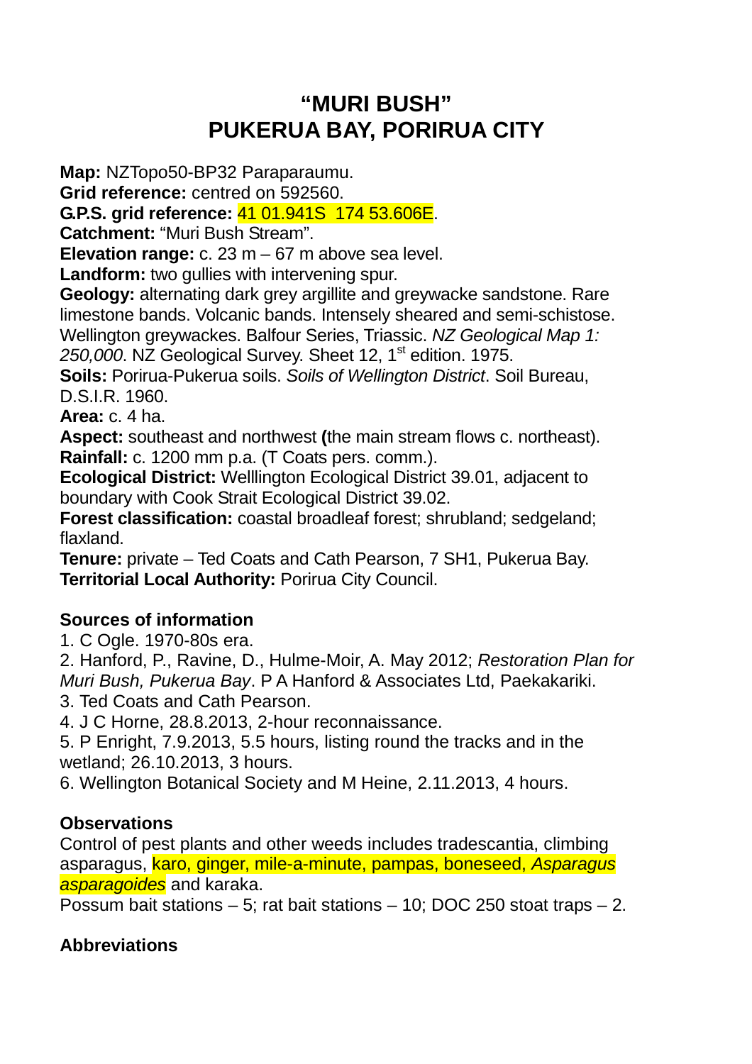# "MURI BUSH"
# PUKERUA BAY, PORIRUA CITY

**Map:** NZTopo50-BP32 Paraparaumu.
**Grid reference:** centred on 592560.
**G.P.S. grid reference:** 41 01.941S  174 53.606E.
**Catchment:** "Muri Bush Stream".
**Elevation range:** c. 23 m – 67 m above sea level.
**Landform:** two gullies with intervening spur.
**Geology:** alternating dark grey argillite and greywacke sandstone. Rare limestone bands. Volcanic bands. Intensely sheared and semi-schistose. Wellington greywackes. Balfour Series, Triassic. *NZ Geological Map 1: 250,000*. NZ Geological Survey. Sheet 12, 1st edition. 1975.
**Soils:** Porirua-Pukerua soils. *Soils of Wellington District*. Soil Bureau, D.S.I.R. 1960.
**Area:** c. 4 ha.
**Aspect:** southeast and northwest **(**the main stream flows c. northeast).
**Rainfall:** c. 1200 mm p.a. (T Coats pers. comm.).
**Ecological District:** Welllington Ecological District 39.01, adjacent to boundary with Cook Strait Ecological District 39.02.
**Forest classification:** coastal broadleaf forest; shrubland; sedgeland; flaxland.
**Tenure:** private – Ted Coats and Cath Pearson, 7 SH1, Pukerua Bay.
**Territorial Local Authority:** Porirua City Council.

## Sources of information

1. C Ogle. 1970-80s era.
2. Hanford, P., Ravine, D., Hulme-Moir, A. May 2012; *Restoration Plan for Muri Bush, Pukerua Bay*. P A Hanford & Associates Ltd, Paekakariki.
3. Ted Coats and Cath Pearson.
4. J C Horne, 28.8.2013, 2-hour reconnaissance.
5. P Enright, 7.9.2013, 5.5 hours, listing round the tracks and in the wetland; 26.10.2013, 3 hours.
6. Wellington Botanical Society and M Heine, 2.11.2013, 4 hours.

## Observations

Control of pest plants and other weeds includes tradescantia, climbing asparagus, karo, ginger, mile-a-minute, pampas, boneseed, *Asparagus asparagoides* and karaka.
Possum bait stations – 5; rat bait stations – 10; DOC 250 stoat traps – 2.

## Abbreviations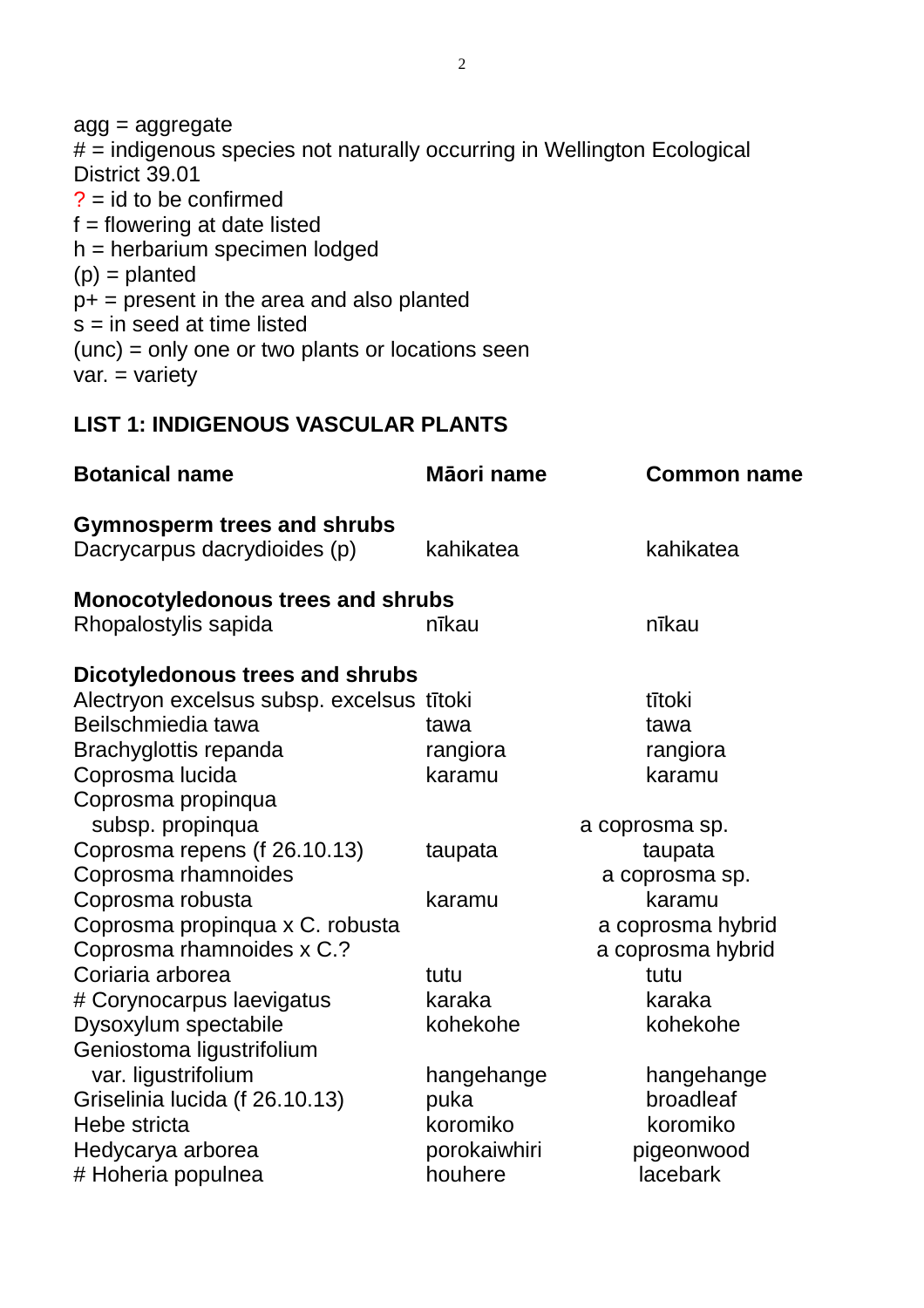agg = aggregate
# = indigenous species not naturally occurring in Wellington Ecological District 39.01
? = id to be confirmed
f = flowering at date listed
h = herbarium specimen lodged
(p) = planted
p+ = present in the area and also planted
s = in seed at time listed
(unc) = only one or two plants or locations seen
var. = variety

## LIST 1: INDIGENOUS VASCULAR PLANTS

| Botanical name | Māori name | Common name |
|---|---|---|
| **Gymnosperm trees and shrubs** | | |
| Dacrycarpus dacrydioides (p) | kahikatea | kahikatea |
| **Monocotyledonous trees and shrubs** | | |
| Rhopalostylis sapida | nīkau | nīkau |
| **Dicotyledonous trees and shrubs** | | |
| Alectryon excelsus subsp. excelsus | tītoki | tītoki |
| Beilschmiedia tawa | tawa | tawa |
| Brachyglottis repanda | rangiora | rangiora |
| Coprosma lucida | karamu | karamu |
| Coprosma propinqua subsp. propinqua | | a coprosma sp. |
| Coprosma repens (f 26.10.13) | taupata | taupata |
| Coprosma rhamnoides | | a coprosma sp. |
| Coprosma robusta | karamu | karamu |
| Coprosma propinqua x C. robusta | | a coprosma hybrid |
| Coprosma rhamnoides x C.? | | a coprosma hybrid |
| Coriaria arborea | tutu | tutu |
| # Corynocarpus laevigatus | karaka | karaka |
| Dysoxylum spectabile | kohekohe | kohekohe |
| Geniostoma ligustrifolium var. ligustrifolium | hangehange | hangehange |
| Griselinia lucida (f 26.10.13) | puka | broadleaf |
| Hebe stricta | koromiko | koromiko |
| Hedycarya arborea | porokaiwhiri | pigeonwood |
| # Hoheria populnea | houhere | lacebark |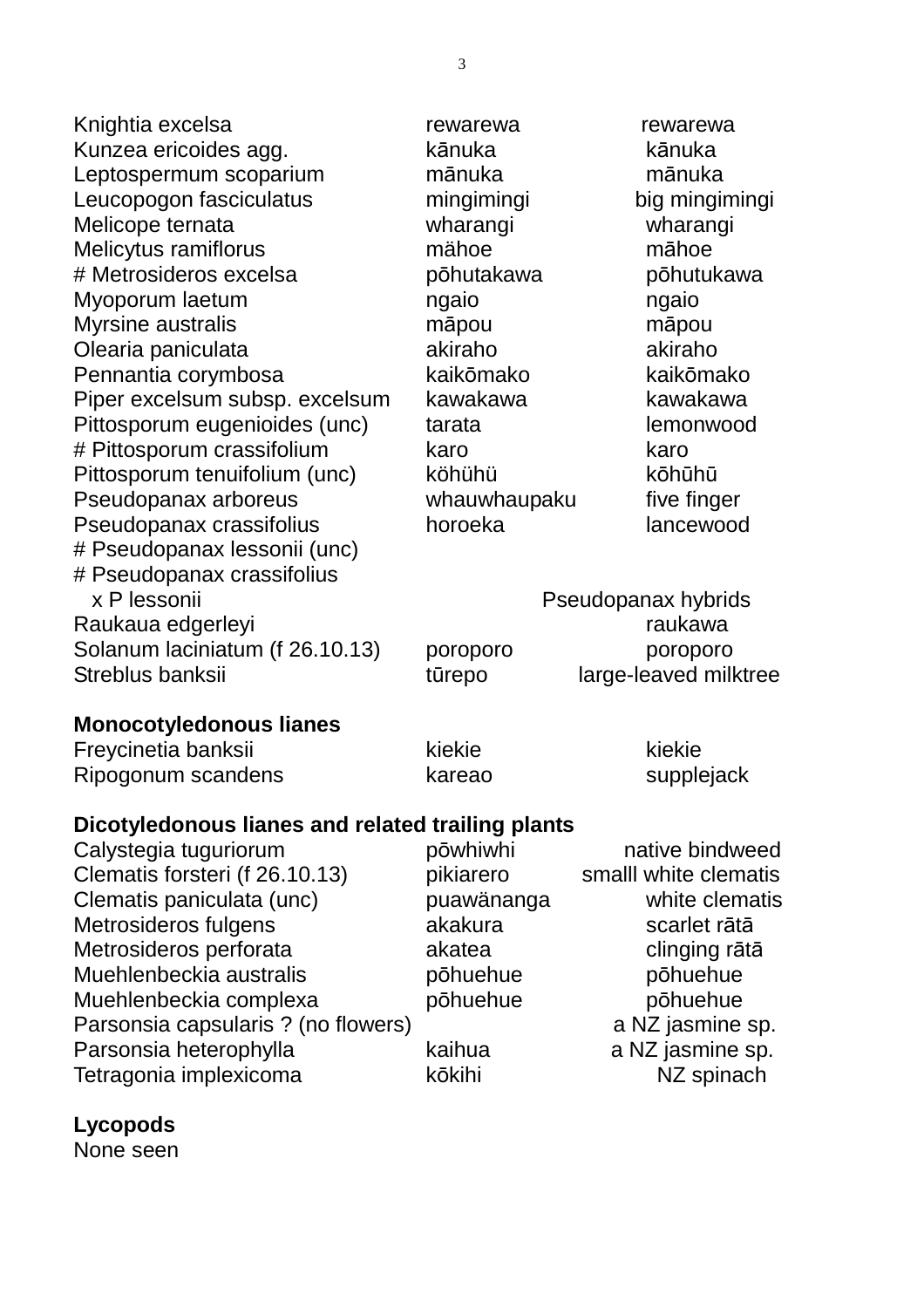| | | |
|---|---|---|
| Knightia excelsa | rewarewa | rewarewa |
| Kunzea ericoides agg. | kānuka | kānuka |
| Leptospermum scoparium | mānuka | mānuka |
| Leucopogon fasciculatus | mingimingi | big mingimingi |
| Melicope ternata | wharangi | wharangi |
| Melicytus ramiflorus | mähoe | māhoe |
| # Metrosideros excelsa | pōhutakawa | pōhutukawa |
| Myoporum laetum | ngaio | ngaio |
| Myrsine australis | māpou | māpou |
| Olearia paniculata | akiraho | akiraho |
| Pennantia corymbosa | kaikōmako | kaikōmako |
| Piper excelsum subsp. excelsum | kawakawa | kawakawa |
| Pittosporum eugenioides (unc) | tarata | lemonwood |
| # Pittosporum crassifolium | karo | karo |
| Pittosporum tenuifolium (unc) | köhühü | kōhūhū |
| Pseudopanax arboreus | whauwhaupaku | five finger |
| Pseudopanax crassifolius | horoeka | lancewood |
| # Pseudopanax lessonii (unc) | | |
| # Pseudopanax crassifolius x P lessonii | | Pseudopanax hybrids |
| Raukaua edgerleyi | | raukawa |
| Solanum laciniatum (f 26.10.13) | poroporo | poroporo |
| Streblus banksii | tūrepo | large-leaved milktree |

**Monocotyledonous lianes**

| | | |
|---|---|---|
| Freycinetia banksii | kiekie | kiekie |
| Ripogonum scandens | kareao | supplejack |

**Dicotyledonous lianes and related trailing plants**

| | | |
|---|---|---|
| Calystegia tuguriorum | pōwhiwhi | native bindweed |
| Clematis forsteri (f 26.10.13) | pikiarero | smalll white clematis |
| Clematis paniculata (unc) | puawänanga | white clematis |
| Metrosideros fulgens | akakura | scarlet rātā |
| Metrosideros perforata | akatea | clinging rātā |
| Muehlenbeckia australis | pōhuehue | pōhuehue |
| Muehlenbeckia complexa | pōhuehue | pōhuehue |
| Parsonsia capsularis ? (no flowers) | | a NZ jasmine sp. |
| Parsonsia heterophylla | kaihua | a NZ jasmine sp. |
| Tetragonia implexicoma | kōkihi | NZ spinach |

**Lycopods**

None seen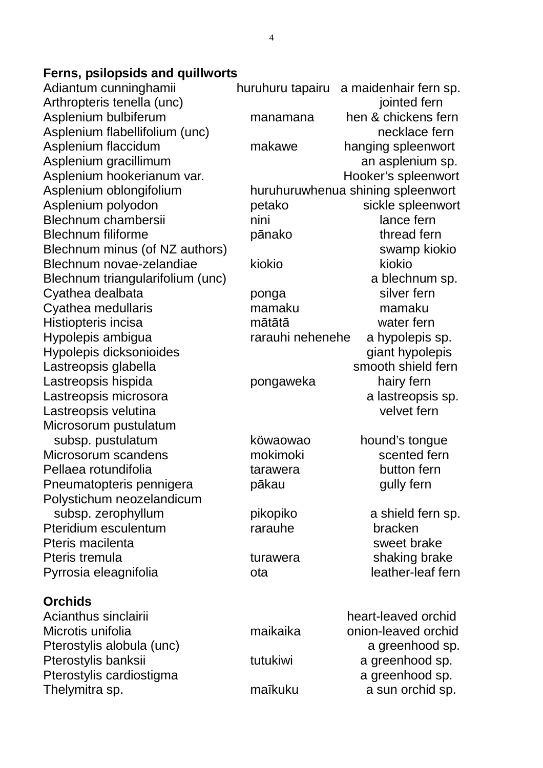**Ferns, psilopsids and quillworts**

| | | |
|---|---|---|
| Adiantum cunninghamii | huruhuru tapairu | a maidenhair fern sp. |
| Arthropteris tenella (unc) | | jointed fern |
| Asplenium bulbiferum | manamana | hen & chickens fern |
| Asplenium flabellifolium (unc) | | necklace fern |
| Asplenium flaccidum | makawe | hanging spleenwort |
| Asplenium gracillimum | | an asplenium sp. |
| Asplenium hookerianum var. | | Hooker's spleenwort |
| Asplenium oblongifolium | huruhuruwhenua | shining spleenwort |
| Asplenium polyodon | petako | sickle spleenwort |
| Blechnum chambersii | nini | lance fern |
| Blechnum filiforme | pānako | thread fern |
| Blechnum minus (of NZ authors) | | swamp kiokio |
| Blechnum novae-zelandiae | kiokio | kiokio |
| Blechnum triangularifolium (unc) | | a blechnum sp. |
| Cyathea dealbata | ponga | silver fern |
| Cyathea medullaris | mamaku | mamaku |
| Histiopteris incisa | mātātā | water fern |
| Hypolepis ambigua | rarauhi nehenehe | a hypolepis sp. |
| Hypolepis dicksonioides | | giant hypolepis |
| Lastreopsis glabella | | smooth shield fern |
| Lastreopsis hispida | pongaweka | hairy fern |
| Lastreopsis microsora | | a lastreopsis sp. |
| Lastreopsis velutina | | velvet fern |
| Microsorum pustulatum subsp. pustulatum | köwaowao | hound's tongue |
| Microsorum scandens | mokimoki | scented fern |
| Pellaea rotundifolia | tarawera | button fern |
| Pneumatopteris pennigera | pākau | gully fern |
| Polystichum neozelandicum subsp. zerophyllum | pikopiko | a shield fern sp. |
| Pteridium esculentum | rarauhe | bracken |
| Pteris macilenta | | sweet brake |
| Pteris tremula | turawera | shaking brake |
| Pyrrosia eleagnifolia | ota | leather-leaf fern |

**Orchids**

| | | |
|---|---|---|
| Acianthus sinclairii | | heart-leaved orchid |
| Microtis unifolia | maikaika | onion-leaved orchid |
| Pterostylis alobula (unc) | | a greenhood sp. |
| Pterostylis banksii | tutukiwi | a greenhood sp. |
| Pterostylis cardiostigma | | a greenhood sp. |
| Thelymitra sp. | maīkuku | a sun orchid sp. |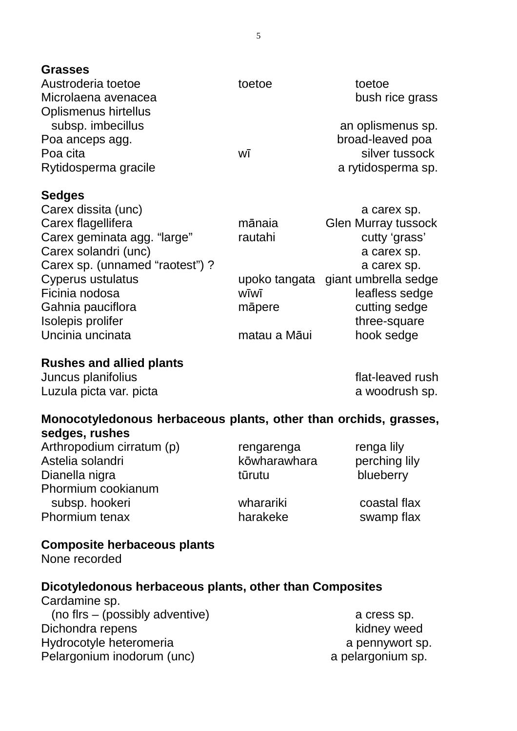**Grasses**

| | | |
|---|---|---|
| Austroderia toetoe | toetoe | toetoe |
| Microlaena avenacea | | bush rice grass |
| Oplismenus hirtellus subsp. imbecillus | | an oplismenus sp. |
| Poa anceps agg. | | broad-leaved poa |
| Poa cita | wī | silver tussock |
| Rytidosperma gracile | | a rytidosperma sp. |

**Sedges**

| | | |
|---|---|---|
| Carex dissita (unc) | | a carex sp. |
| Carex flagellifera | mānaia | Glen Murray tussock |
| Carex geminata agg. "large" | rautahi | cutty 'grass' |
| Carex solandri (unc) | | a carex sp. |
| Carex sp. (unnamed "raotest") ? | | a carex sp. |
| Cyperus ustulatus | upoko tangata | giant umbrella sedge |
| Ficinia nodosa | wīwī | leafless sedge |
| Gahnia pauciflora | māpere | cutting sedge |
| Isolepis prolifer | | three-square |
| Uncinia uncinata | matau a Māui | hook sedge |

**Rushes and allied plants**

| | | |
|---|---|---|
| Juncus planifolius | | flat-leaved rush |
| Luzula picta var. picta | | a woodrush sp. |

**Monocotyledonous herbaceous plants, other than orchids, grasses, sedges, rushes**

| | | |
|---|---|---|
| Arthropodium cirratum (p) | rengarenga | renga lily |
| Astelia solandri | kōwharawhara | perching lily |
| Dianella nigra | tūrutu | blueberry |
| Phormium cookianum subsp. hookeri | wharariki | coastal flax |
| Phormium tenax | harakeke | swamp flax |

**Composite herbaceous plants**

None recorded

**Dicotyledonous herbaceous plants, other than Composites**

| | | |
|---|---|---|
| Cardamine sp. (no flrs – (possibly adventive) | | a cress sp. |
| Dichondra repens | | kidney weed |
| Hydrocotyle heteromeria | | a pennywort sp. |
| Pelargonium inodorum (unc) | | a pelargonium sp. |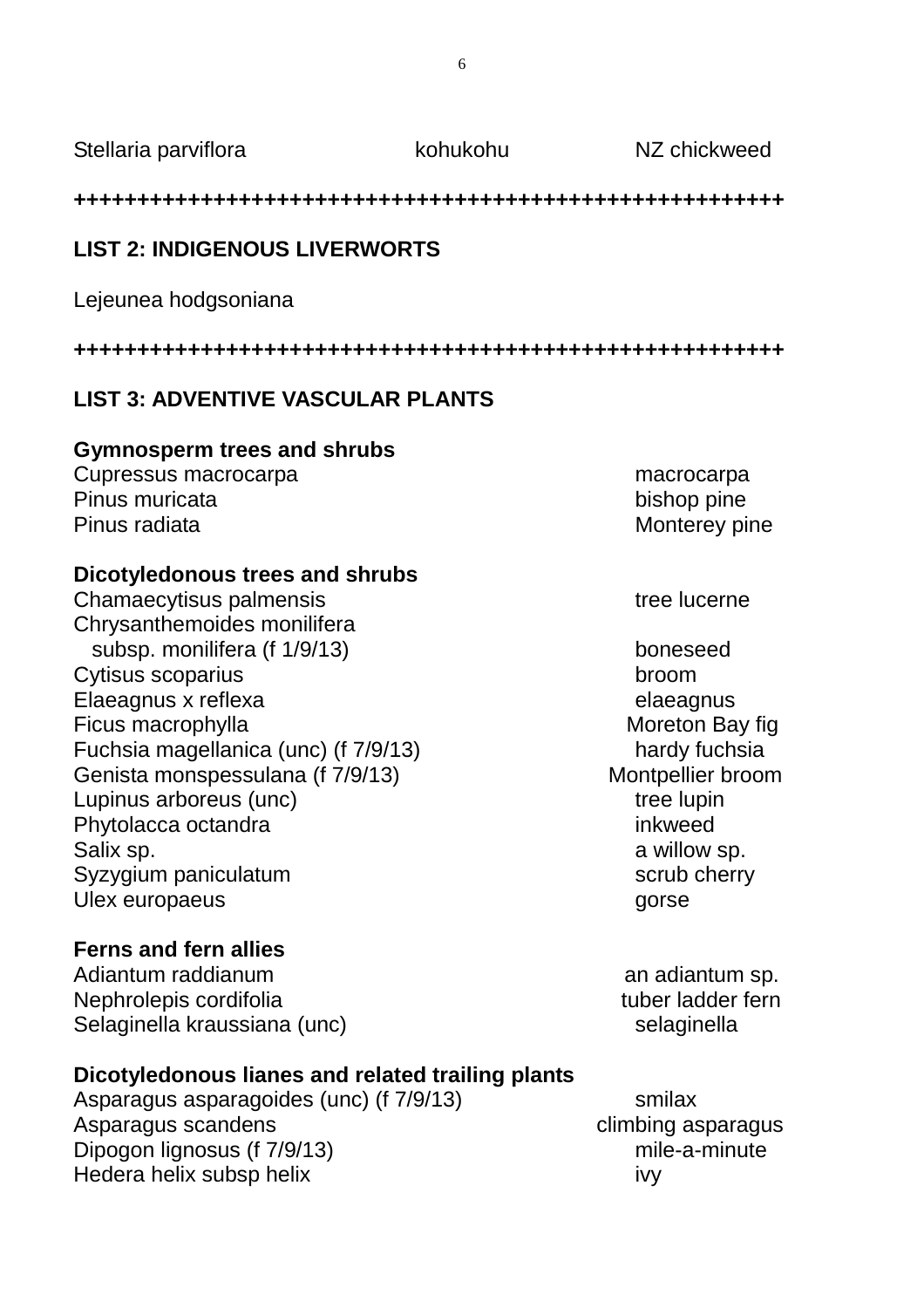Stellaria parviflora		kohukohu		NZ chickweed

++++++++++++++++++++++++++++++++++++++++++++++++++++++

## LIST 2: INDIGENOUS LIVERWORTS

Lejeunea hodgsoniana

++++++++++++++++++++++++++++++++++++++++++++++++++++++

## LIST 3: ADVENTIVE VASCULAR PLANTS

### Gymnosperm trees and shrubs

| | |
|---|---|
| Cupressus macrocarpa | macrocarpa |
| Pinus muricata | bishop pine |
| Pinus radiata | Monterey pine |

### Dicotyledonous trees and shrubs

| | |
|---|---|
| Chamaecytisus palmensis | tree lucerne |
| Chrysanthemoides monilifera subsp. monilifera (f 1/9/13) | boneseed |
| Cytisus scoparius | broom |
| Elaeagnus x reflexa | elaeagnus |
| Ficus macrophylla | Moreton Bay fig |
| Fuchsia magellanica (unc) (f 7/9/13) | hardy fuchsia |
| Genista monspessulana (f 7/9/13) | Montpellier broom |
| Lupinus arboreus (unc) | tree lupin |
| Phytolacca octandra | inkweed |
| Salix sp. | a willow sp. |
| Syzygium paniculatum | scrub cherry |
| Ulex europaeus | gorse |

### Ferns and fern allies

| | |
|---|---|
| Adiantum raddianum | an adiantum sp. |
| Nephrolepis cordifolia | tuber ladder fern |
| Selaginella kraussiana (unc) | selaginella |

### Dicotyledonous lianes and related trailing plants

| | |
|---|---|
| Asparagus asparagoides (unc) (f 7/9/13) | smilax |
| Asparagus scandens | climbing asparagus |
| Dipogon lignosus (f 7/9/13) | mile-a-minute |
| Hedera helix subsp helix | ivy |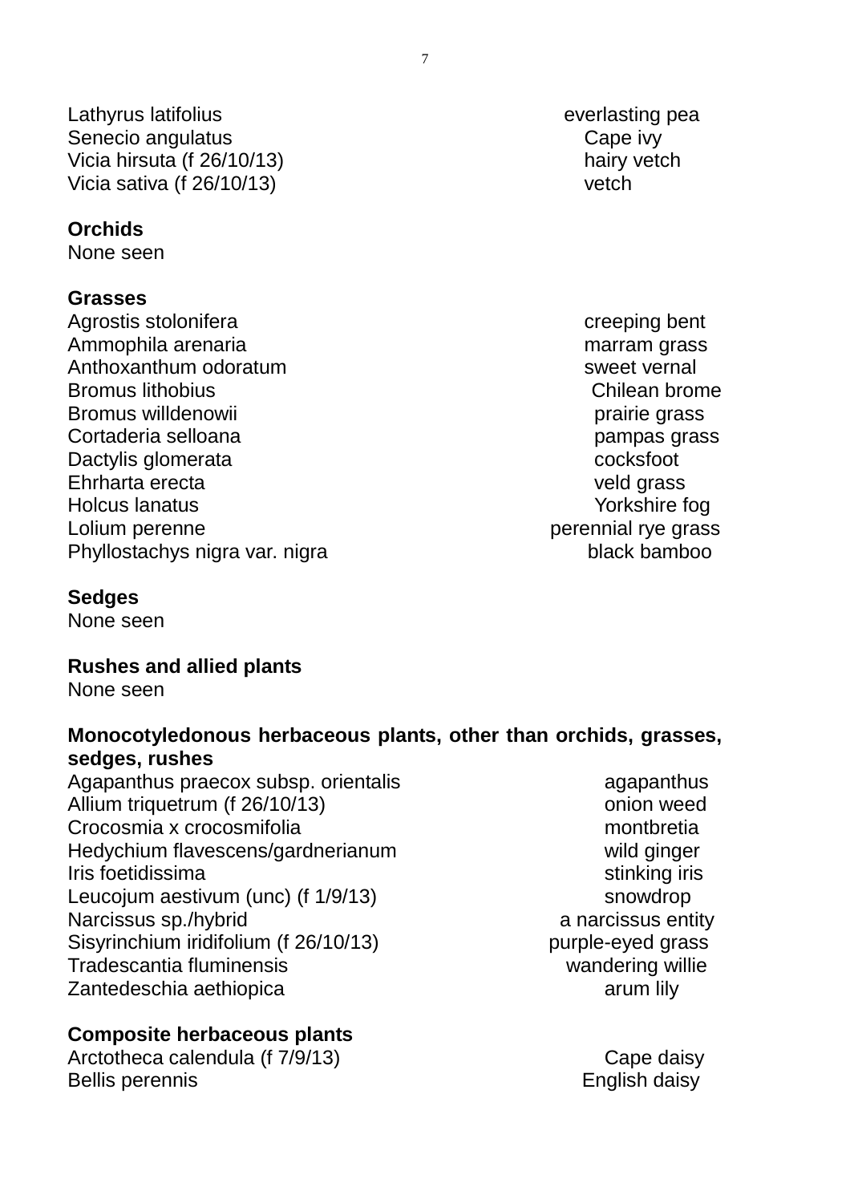| | |
|---|---|
| Lathyrus latifolius | everlasting pea |
| Senecio angulatus | Cape ivy |
| Vicia hirsuta (f 26/10/13) | hairy vetch |
| Vicia sativa (f 26/10/13) | vetch |

**Orchids**

None seen

**Grasses**

| | |
|---|---|
| Agrostis stolonifera | creeping bent |
| Ammophila arenaria | marram grass |
| Anthoxanthum odoratum | sweet vernal |
| Bromus lithobius | Chilean brome |
| Bromus willdenowii | prairie grass |
| Cortaderia selloana | pampas grass |
| Dactylis glomerata | cocksfoot |
| Ehrharta erecta | veld grass |
| Holcus lanatus | Yorkshire fog |
| Lolium perenne | perennial rye grass |
| Phyllostachys nigra var. nigra | black bamboo |

**Sedges**

None seen

**Rushes and allied plants**

None seen

**Monocotyledonous herbaceous plants, other than orchids, grasses, sedges, rushes**

| | |
|---|---|
| Agapanthus praecox subsp. orientalis | agapanthus |
| Allium triquetrum (f 26/10/13) | onion weed |
| Crocosmia x crocosmifolia | montbretia |
| Hedychium flavescens/gardnerianum | wild ginger |
| Iris foetidissima | stinking iris |
| Leucojum aestivum (unc) (f 1/9/13) | snowdrop |
| Narcissus sp./hybrid | a narcissus entity |
| Sisyrinchium iridifolium (f 26/10/13) | purple-eyed grass |
| Tradescantia fluminensis | wandering willie |
| Zantedeschia aethiopica | arum lily |

**Composite herbaceous plants**

| | |
|---|---|
| Arctotheca calendula (f 7/9/13) | Cape daisy |
| Bellis perennis | English daisy |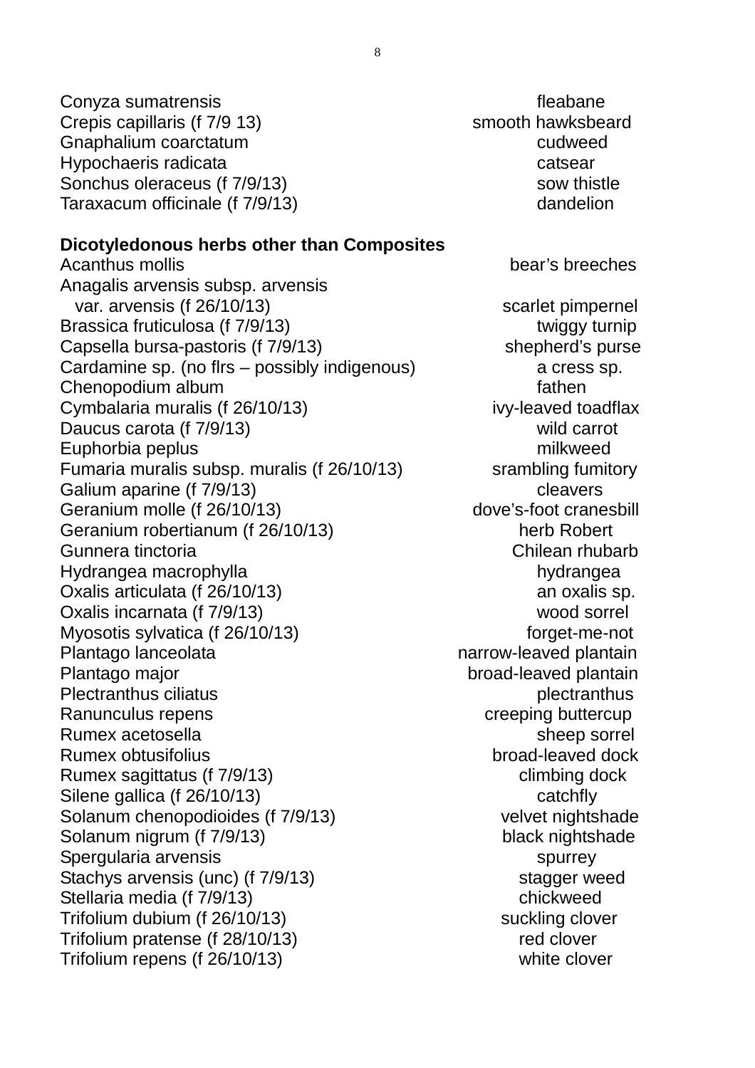Conyza sumatrensis — fleabane
Crepis capillaris (f 7/9 13) — smooth hawksbeard
Gnaphalium coarctatum — cudweed
Hypochaeris radicata — catsear
Sonchus oleraceus (f 7/9/13) — sow thistle
Taraxacum officinale (f 7/9/13) — dandelion

**Dicotyledonous herbs other than Composites**

Acanthus mollis — bear's breeches
Anagalis arvensis subsp. arvensis
  var. arvensis (f 26/10/13) — scarlet pimpernel
Brassica fruticulosa (f 7/9/13) — twiggy turnip
Capsella bursa-pastoris (f 7/9/13) — shepherd's purse
Cardamine sp. (no flrs – possibly indigenous) — a cress sp.
Chenopodium album — fathen
Cymbalaria muralis (f 26/10/13) — ivy-leaved toadflax
Daucus carota (f 7/9/13) — wild carrot
Euphorbia peplus — milkweed
Fumaria muralis subsp. muralis (f 26/10/13) — srambling fumitory
Galium aparine (f 7/9/13) — cleavers
Geranium molle (f 26/10/13) — dove's-foot cranesbill
Geranium robertianum (f 26/10/13) — herb Robert
Gunnera tinctoria — Chilean rhubarb
Hydrangea macrophylla — hydrangea
Oxalis articulata (f 26/10/13) — an oxalis sp.
Oxalis incarnata (f 7/9/13) — wood sorrel
Myosotis sylvatica (f 26/10/13) — forget-me-not
Plantago lanceolata — narrow-leaved plantain
Plantago major — broad-leaved plantain
Plectranthus ciliatus — plectranthus
Ranunculus repens — creeping buttercup
Rumex acetosella — sheep sorrel
Rumex obtusifolius — broad-leaved dock
Rumex sagittatus (f 7/9/13) — climbing dock
Silene gallica (f 26/10/13) — catchfly
Solanum chenopodioides (f 7/9/13) — velvet nightshade
Solanum nigrum (f 7/9/13) — black nightshade
Spergularia arvensis — spurrey
Stachys arvensis (unc) (f 7/9/13) — stagger weed
Stellaria media (f 7/9/13) — chickweed
Trifolium dubium (f 26/10/13) — suckling clover
Trifolium pratense (f 28/10/13) — red clover
Trifolium repens (f 26/10/13) — white clover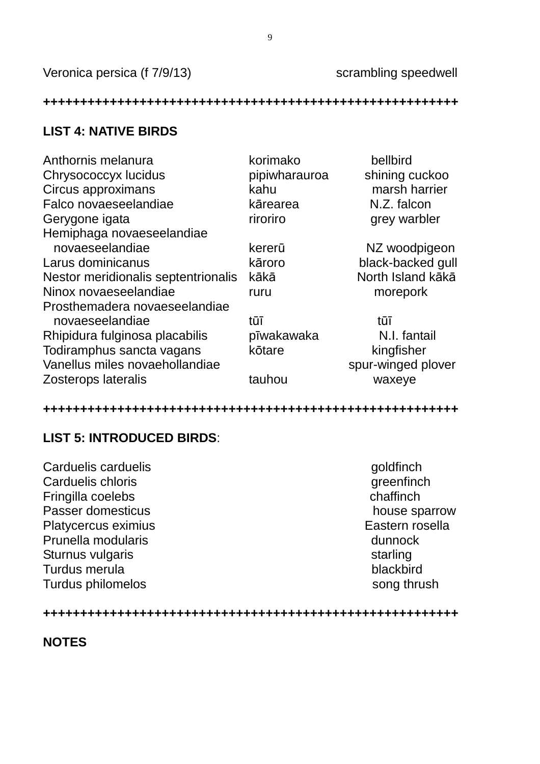Veronica persica (f 7/9/13) scrambling speedwell

++++++++++++++++++++++++++++++++++++++++++++++++++++++++

## LIST 4: NATIVE BIRDS

| | | |
|---|---|---|
| Anthornis melanura | korimako | bellbird |
| Chrysococcyx lucidus | pipiwharauroa | shining cuckoo |
| Circus approximans | kahu | marsh harrier |
| Falco novaeseelandiae | kārearea | N.Z. falcon |
| Gerygone igata | riroriro | grey warbler |
| Hemiphaga novaeseelandiae novaeseelandiae | kererū | NZ woodpigeon |
| Larus dominicanus | kāroro | black-backed gull |
| Nestor meridionalis septentrionalis | kākā | North Island kākā |
| Ninox novaeseelandiae | ruru | morepork |
| Prosthemadera novaeseelandiae novaeseelandiae | tūī | tūī |
| Rhipidura fulginosa placabilis | pīwakawaka | N.I. fantail |
| Todiramphus sancta vagans | kōtare | kingfisher |
| Vanellus miles novaehollandiae | | spur-winged plover |
| Zosterops lateralis | tauhou | waxeye |

++++++++++++++++++++++++++++++++++++++++++++++++++++++++

## LIST 5: INTRODUCED BIRDS:

| | |
|---|---|
| Carduelis carduelis | goldfinch |
| Carduelis chloris | greenfinch |
| Fringilla coelebs | chaffinch |
| Passer domesticus | house sparrow |
| Platycercus eximius | Eastern rosella |
| Prunella modularis | dunnock |
| Sturnus vulgaris | starling |
| Turdus merula | blackbird |
| Turdus philomelos | song thrush |

++++++++++++++++++++++++++++++++++++++++++++++++++++++++

## NOTES